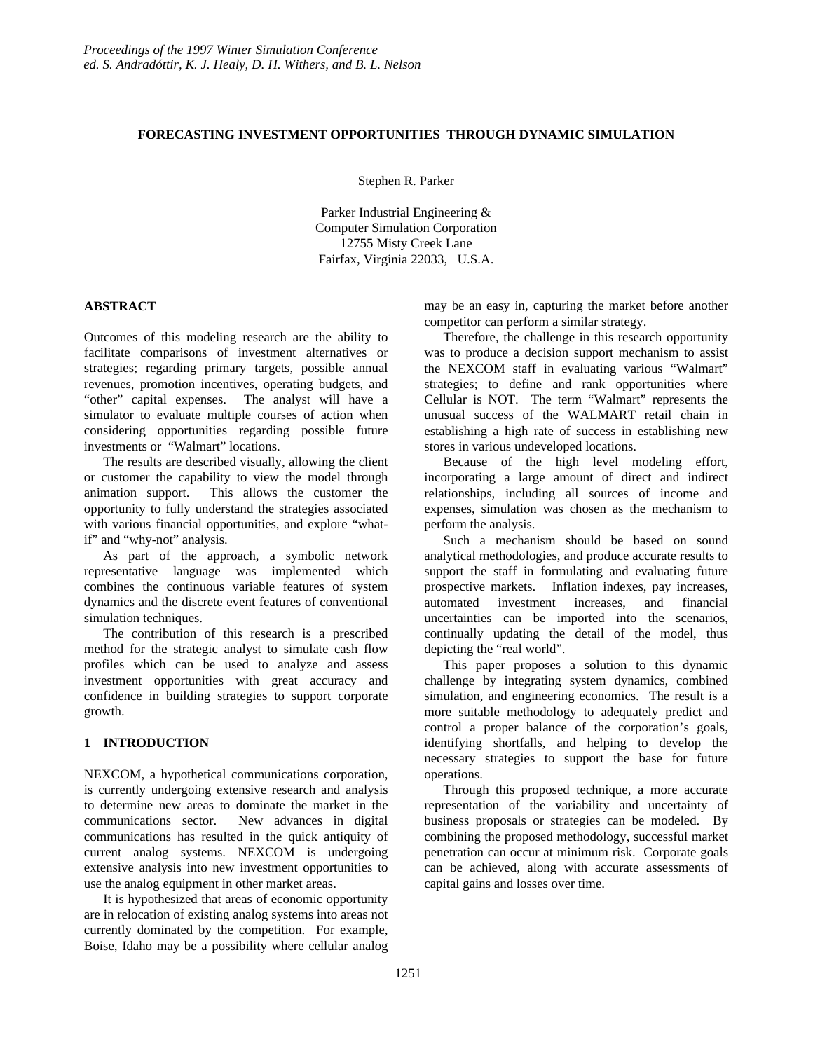# FORECASTING INVESTMENT OPPORTUNITIES THROUGH DYNAMIC SIMULATION

Stephen R. Parker

Parker Industrial Engineering &
Computer Simulation Corporation
12755 Misty Creek Lane
Fairfax, Virginia 22033, U.S.A.

## ABSTRACT

Outcomes of this modeling research are the ability to facilitate comparisons of investment alternatives or strategies; regarding primary targets, possible annual revenues, promotion incentives, operating budgets, and "other" capital expenses. The analyst will have a simulator to evaluate multiple courses of action when considering opportunities regarding possible future investments or "Walmart" locations.

The results are described visually, allowing the client or customer the capability to view the model through animation support. This allows the customer the opportunity to fully understand the strategies associated with various financial opportunities, and explore "what-if" and "why-not" analysis.

As part of the approach, a symbolic network representative language was implemented which combines the continuous variable features of system dynamics and the discrete event features of conventional simulation techniques.

The contribution of this research is a prescribed method for the strategic analyst to simulate cash flow profiles which can be used to analyze and assess investment opportunities with great accuracy and confidence in building strategies to support corporate growth.

## 1 INTRODUCTION

NEXCOM, a hypothetical communications corporation, is currently undergoing extensive research and analysis to determine new areas to dominate the market in the communications sector. New advances in digital communications has resulted in the quick antiquity of current analog systems. NEXCOM is undergoing extensive analysis into new investment opportunities to use the analog equipment in other market areas.

It is hypothesized that areas of economic opportunity are in relocation of existing analog systems into areas not currently dominated by the competition. For example, Boise, Idaho may be a possibility where cellular analog may be an easy in, capturing the market before another competitor can perform a similar strategy.

Therefore, the challenge in this research opportunity was to produce a decision support mechanism to assist the NEXCOM staff in evaluating various "Walmart" strategies; to define and rank opportunities where Cellular is NOT. The term "Walmart" represents the unusual success of the WALMART retail chain in establishing a high rate of success in establishing new stores in various undeveloped locations.

Because of the high level modeling effort, incorporating a large amount of direct and indirect relationships, including all sources of income and expenses, simulation was chosen as the mechanism to perform the analysis.

Such a mechanism should be based on sound analytical methodologies, and produce accurate results to support the staff in formulating and evaluating future prospective markets. Inflation indexes, pay increases, automated investment increases, and financial uncertainties can be imported into the scenarios, continually updating the detail of the model, thus depicting the "real world".

This paper proposes a solution to this dynamic challenge by integrating system dynamics, combined simulation, and engineering economics. The result is a more suitable methodology to adequately predict and control a proper balance of the corporation's goals, identifying shortfalls, and helping to develop the necessary strategies to support the base for future operations.

Through this proposed technique, a more accurate representation of the variability and uncertainty of business proposals or strategies can be modeled. By combining the proposed methodology, successful market penetration can occur at minimum risk. Corporate goals can be achieved, along with accurate assessments of capital gains and losses over time.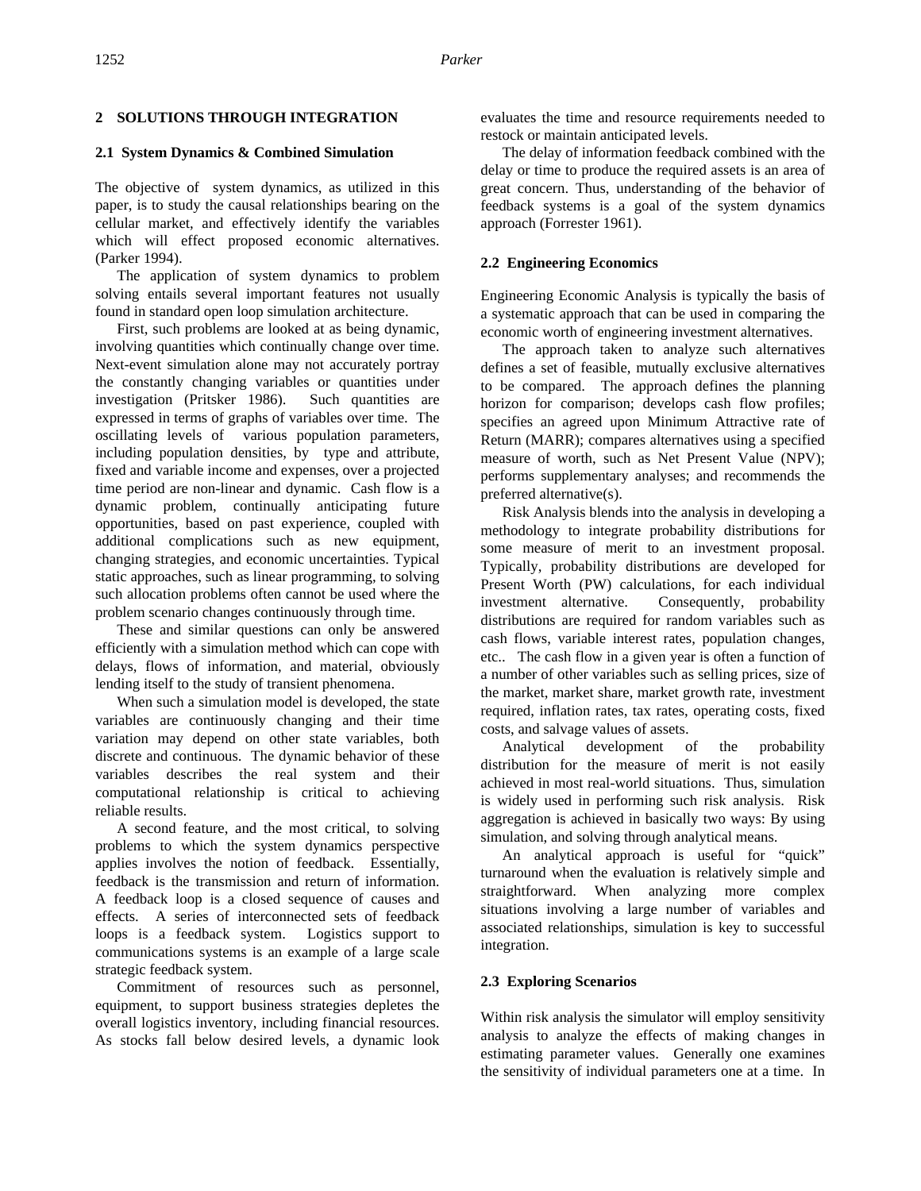## 2 SOLUTIONS THROUGH INTEGRATION

### 2.1 System Dynamics & Combined Simulation

The objective of system dynamics, as utilized in this paper, is to study the causal relationships bearing on the cellular market, and effectively identify the variables which will effect proposed economic alternatives. (Parker 1994).

The application of system dynamics to problem solving entails several important features not usually found in standard open loop simulation architecture.

First, such problems are looked at as being dynamic, involving quantities which continually change over time. Next-event simulation alone may not accurately portray the constantly changing variables or quantities under investigation (Pritsker 1986). Such quantities are expressed in terms of graphs of variables over time. The oscillating levels of various population parameters, including population densities, by type and attribute, fixed and variable income and expenses, over a projected time period are non-linear and dynamic. Cash flow is a dynamic problem, continually anticipating future opportunities, based on past experience, coupled with additional complications such as new equipment, changing strategies, and economic uncertainties. Typical static approaches, such as linear programming, to solving such allocation problems often cannot be used where the problem scenario changes continuously through time.

These and similar questions can only be answered efficiently with a simulation method which can cope with delays, flows of information, and material, obviously lending itself to the study of transient phenomena.

When such a simulation model is developed, the state variables are continuously changing and their time variation may depend on other state variables, both discrete and continuous. The dynamic behavior of these variables describes the real system and their computational relationship is critical to achieving reliable results.

A second feature, and the most critical, to solving problems to which the system dynamics perspective applies involves the notion of feedback. Essentially, feedback is the transmission and return of information. A feedback loop is a closed sequence of causes and effects. A series of interconnected sets of feedback loops is a feedback system. Logistics support to communications systems is an example of a large scale strategic feedback system.

Commitment of resources such as personnel, equipment, to support business strategies depletes the overall logistics inventory, including financial resources. As stocks fall below desired levels, a dynamic look evaluates the time and resource requirements needed to restock or maintain anticipated levels.

The delay of information feedback combined with the delay or time to produce the required assets is an area of great concern. Thus, understanding of the behavior of feedback systems is a goal of the system dynamics approach (Forrester 1961).

### 2.2 Engineering Economics

Engineering Economic Analysis is typically the basis of a systematic approach that can be used in comparing the economic worth of engineering investment alternatives.

The approach taken to analyze such alternatives defines a set of feasible, mutually exclusive alternatives to be compared. The approach defines the planning horizon for comparison; develops cash flow profiles; specifies an agreed upon Minimum Attractive rate of Return (MARR); compares alternatives using a specified measure of worth, such as Net Present Value (NPV); performs supplementary analyses; and recommends the preferred alternative(s).

Risk Analysis blends into the analysis in developing a methodology to integrate probability distributions for some measure of merit to an investment proposal. Typically, probability distributions are developed for Present Worth (PW) calculations, for each individual investment alternative. Consequently, probability distributions are required for random variables such as cash flows, variable interest rates, population changes, etc.. The cash flow in a given year is often a function of a number of other variables such as selling prices, size of the market, market share, market growth rate, investment required, inflation rates, tax rates, operating costs, fixed costs, and salvage values of assets.

Analytical development of the probability distribution for the measure of merit is not easily achieved in most real-world situations. Thus, simulation is widely used in performing such risk analysis. Risk aggregation is achieved in basically two ways: By using simulation, and solving through analytical means.

An analytical approach is useful for "quick" turnaround when the evaluation is relatively simple and straightforward. When analyzing more complex situations involving a large number of variables and associated relationships, simulation is key to successful integration.

### 2.3 Exploring Scenarios

Within risk analysis the simulator will employ sensitivity analysis to analyze the effects of making changes in estimating parameter values. Generally one examines the sensitivity of individual parameters one at a time. In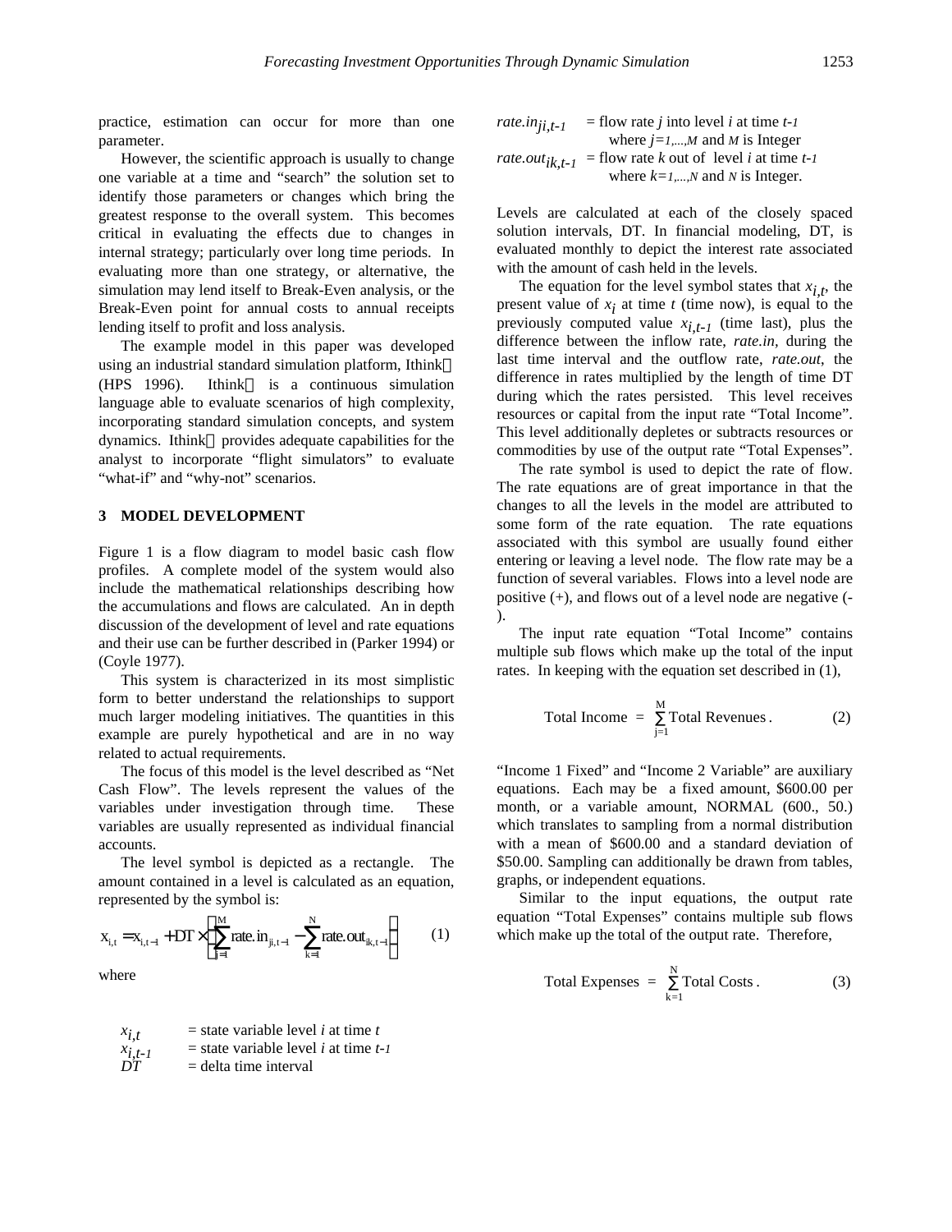practice, estimation can occur for more than one parameter.

However, the scientific approach is usually to change one variable at a time and "search" the solution set to identify those parameters or changes which bring the greatest response to the overall system. This becomes critical in evaluating the effects due to changes in internal strategy; particularly over long time periods. In evaluating more than one strategy, or alternative, the simulation may lend itself to Break-Even analysis, or the Break-Even point for annual costs to annual receipts lending itself to profit and loss analysis.

The example model in this paper was developed using an industrial standard simulation platform, Ithink (HPS 1996). Ithink is a continuous simulation language able to evaluate scenarios of high complexity, incorporating standard simulation concepts, and system dynamics. Ithink provides adequate capabilities for the analyst to incorporate "flight simulators" to evaluate "what-if" and "why-not" scenarios.

## 3 MODEL DEVELOPMENT

Figure 1 is a flow diagram to model basic cash flow profiles. A complete model of the system would also include the mathematical relationships describing how the accumulations and flows are calculated. An in depth discussion of the development of level and rate equations and their use can be further described in (Parker 1994) or (Coyle 1977).

This system is characterized in its most simplistic form to better understand the relationships to support much larger modeling initiatives. The quantities in this example are purely hypothetical and are in no way related to actual requirements.

The focus of this model is the level described as "Net Cash Flow". The levels represent the values of the variables under investigation through time. These variables are usually represented as individual financial accounts.

The level symbol is depicted as a rectangle. The amount contained in a level is calculated as an equation, represented by the symbol is:

$$x_{i,t} = x_{i,t-1} + DT \times \left( \sum_{j=1}^{M} rate.in_{ji,t-1} - \sum_{k=1}^{N} rate.out_{ik,t-1} \right) \qquad (1)$$

where

$x_{i,t}$ = state variable level $i$ at time $t$
$x_{i,t-1}$ = state variable level $i$ at time $t-1$
$DT$ = delta time interval
$rate.in_{ji,t-1}$ = flow rate $j$ into level $i$ at time $t-1$ where $j=1,...,M$ and $M$ is Integer
$rate.out_{ik,t-1}$ = flow rate $k$ out of level $i$ at time $t-1$ where $k=1,...,N$ and $N$ is Integer.

Levels are calculated at each of the closely spaced solution intervals, DT. In financial modeling, DT, is evaluated monthly to depict the interest rate associated with the amount of cash held in the levels.

The equation for the level symbol states that $x_{i,t}$, the present value of $x_i$ at time $t$ (time now), is equal to the previously computed value $x_{i,t-1}$ (time last), plus the difference between the inflow rate, *rate.in*, during the last time interval and the outflow rate, *rate.out*, the difference in rates multiplied by the length of time DT during which the rates persisted. This level receives resources or capital from the input rate "Total Income". This level additionally depletes or subtracts resources or commodities by use of the output rate "Total Expenses".

The rate symbol is used to depict the rate of flow. The rate equations are of great importance in that the changes to all the levels in the model are attributed to some form of the rate equation. The rate equations associated with this symbol are usually found either entering or leaving a level node. The flow rate may be a function of several variables. Flows into a level node are positive (+), and flows out of a level node are negative (-).

The input rate equation "Total Income" contains multiple sub flows which make up the total of the input rates. In keeping with the equation set described in (1),

$$\text{Total Income} = \sum_{j=1}^{M} \text{Total Revenues}. \qquad (2)$$

"Income 1 Fixed" and "Income 2 Variable" are auxiliary equations. Each may be a fixed amount, \$600.00 per month, or a variable amount, NORMAL (600., 50.) which translates to sampling from a normal distribution with a mean of \$600.00 and a standard deviation of \$50.00. Sampling can additionally be drawn from tables, graphs, or independent equations.

Similar to the input equations, the output rate equation "Total Expenses" contains multiple sub flows which make up the total of the output rate. Therefore,

$$\text{Total Expenses} = \sum_{k=1}^{N} \text{Total Costs}. \qquad (3)$$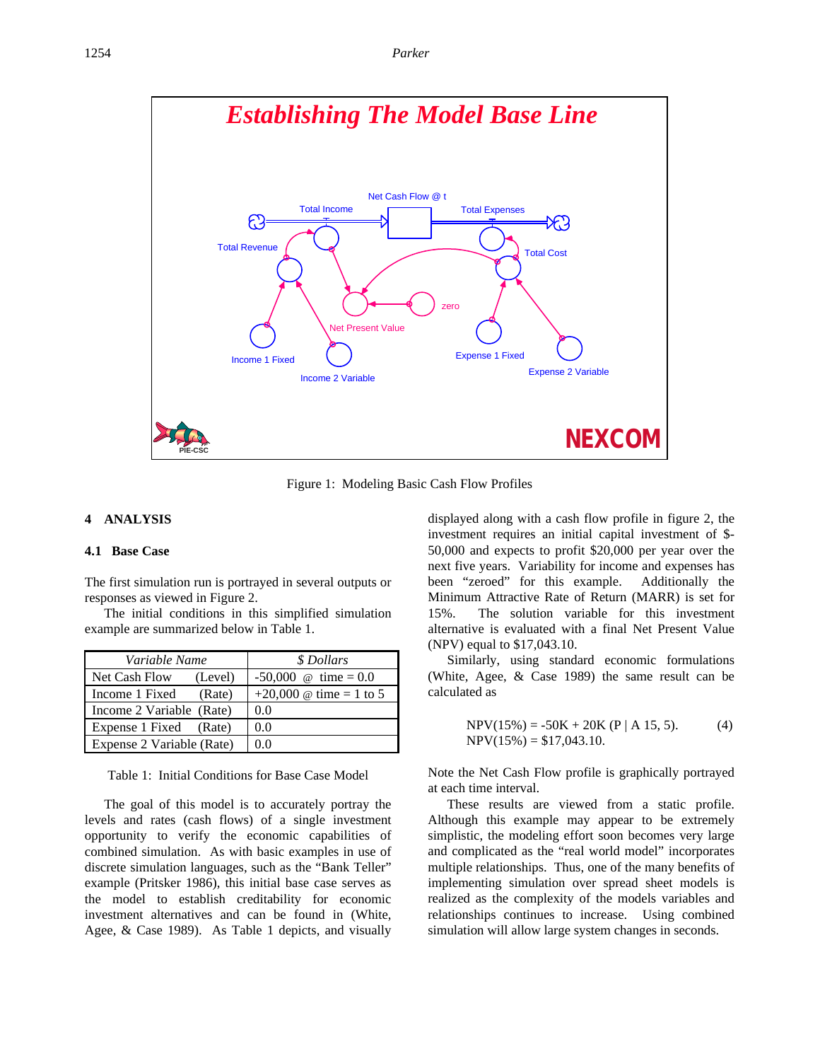Figure 1: Modeling Basic Cash Flow Profiles

## 4 ANALYSIS

### 4.1 Base Case

The first simulation run is portrayed in several outputs or responses as viewed in Figure 2.

The initial conditions in this simplified simulation example are summarized below in Table 1.

| *Variable Name* | *$ Dollars* |
|---|---|
| Net Cash Flow (Level) | -50,000 @ time = 0.0 |
| Income 1 Fixed (Rate) | +20,000 @ time = 1 to 5 |
| Income 2 Variable (Rate) | 0.0 |
| Expense 1 Fixed (Rate) | 0.0 |
| Expense 2 Variable (Rate) | 0.0 |

Table 1: Initial Conditions for Base Case Model

The goal of this model is to accurately portray the levels and rates (cash flows) of a single investment opportunity to verify the economic capabilities of combined simulation. As with basic examples in use of discrete simulation languages, such as the "Bank Teller" example (Pritsker 1986), this initial base case serves as the model to establish creditability for economic investment alternatives and can be found in (White, Agee, & Case 1989). As Table 1 depicts, and visually displayed along with a cash flow profile in figure 2, the investment requires an initial capital investment of $-50,000 and expects to profit $20,000 per year over the next five years. Variability for income and expenses has been "zeroed" for this example. Additionally the Minimum Attractive Rate of Return (MARR) is set for 15%. The solution variable for this investment alternative is evaluated with a final Net Present Value (NPV) equal to $17,043.10.

Similarly, using standard economic formulations (White, Agee, & Case 1989) the same result can be calculated as

$$NPV(15\%) = -50K + 20K\,(P \mid A\ 15, 5). \qquad (4)$$
$$NPV(15\%) = \$17{,}043.10.$$

Note the Net Cash Flow profile is graphically portrayed at each time interval.

These results are viewed from a static profile. Although this example may appear to be extremely simplistic, the modeling effort soon becomes very large and complicated as the "real world model" incorporates multiple relationships. Thus, one of the many benefits of implementing simulation over spread sheet models is realized as the complexity of the models variables and relationships continues to increase. Using combined simulation will allow large system changes in seconds.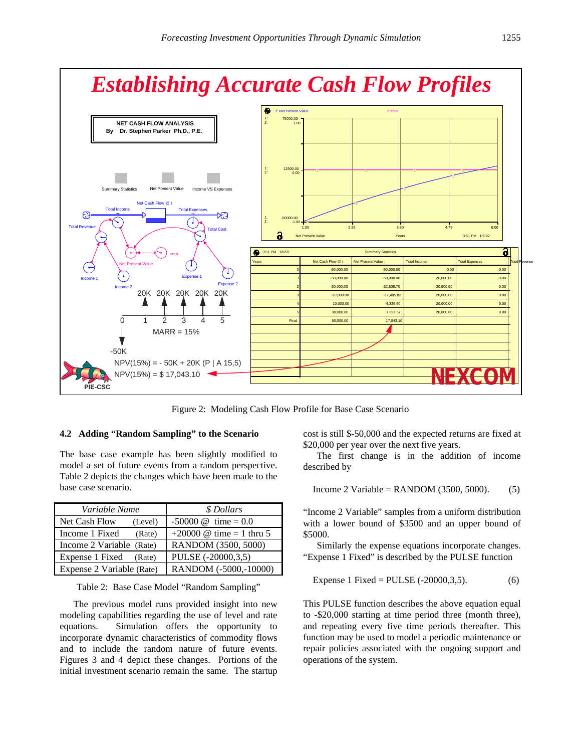Figure 2: Modeling Cash Flow Profile for Base Case Scenario

### 4.2 Adding "Random Sampling" to the Scenario

The base case example has been slightly modified to model a set of future events from a random perspective. Table 2 depicts the changes which have been made to the base case scenario.

| *Variable Name* | *$ Dollars* |
|---|---|
| Net Cash Flow (Level) | -50000 @ time = 0.0 |
| Income 1 Fixed (Rate) | +20000 @ time = 1 thru 5 |
| Income 2 Variable (Rate) | RANDOM (3500, 5000) |
| Expense 1 Fixed (Rate) | PULSE (-20000,3,5) |
| Expense 2 Variable (Rate) | RANDOM (-5000,-10000) |

Table 2: Base Case Model "Random Sampling"

The previous model runs provided insight into new modeling capabilities regarding the use of level and rate equations. Simulation offers the opportunity to incorporate dynamic characteristics of commodity flows and to include the random nature of future events. Figures 3 and 4 depict these changes. Portions of the initial investment scenario remain the same. The startup cost is still $-50,000 and the expected returns are fixed at $20,000 per year over the next five years.

The first change is in the addition of income described by

$$\text{Income 2 Variable} = \text{RANDOM}(3500, 5000). \qquad (5)$$

"Income 2 Variable" samples from a uniform distribution with a lower bound of $3500 and an upper bound of $5000.

Similarly the expense equations incorporate changes. "Expense 1 Fixed" is described by the PULSE function

$$\text{Expense 1 Fixed} = \text{PULSE}(-20000,3,5). \qquad (6)$$

This PULSE function describes the above equation equal to -$20,000 starting at time period three (month three), and repeating every five time periods thereafter. This function may be used to model a periodic maintenance or repair policies associated with the ongoing support and operations of the system.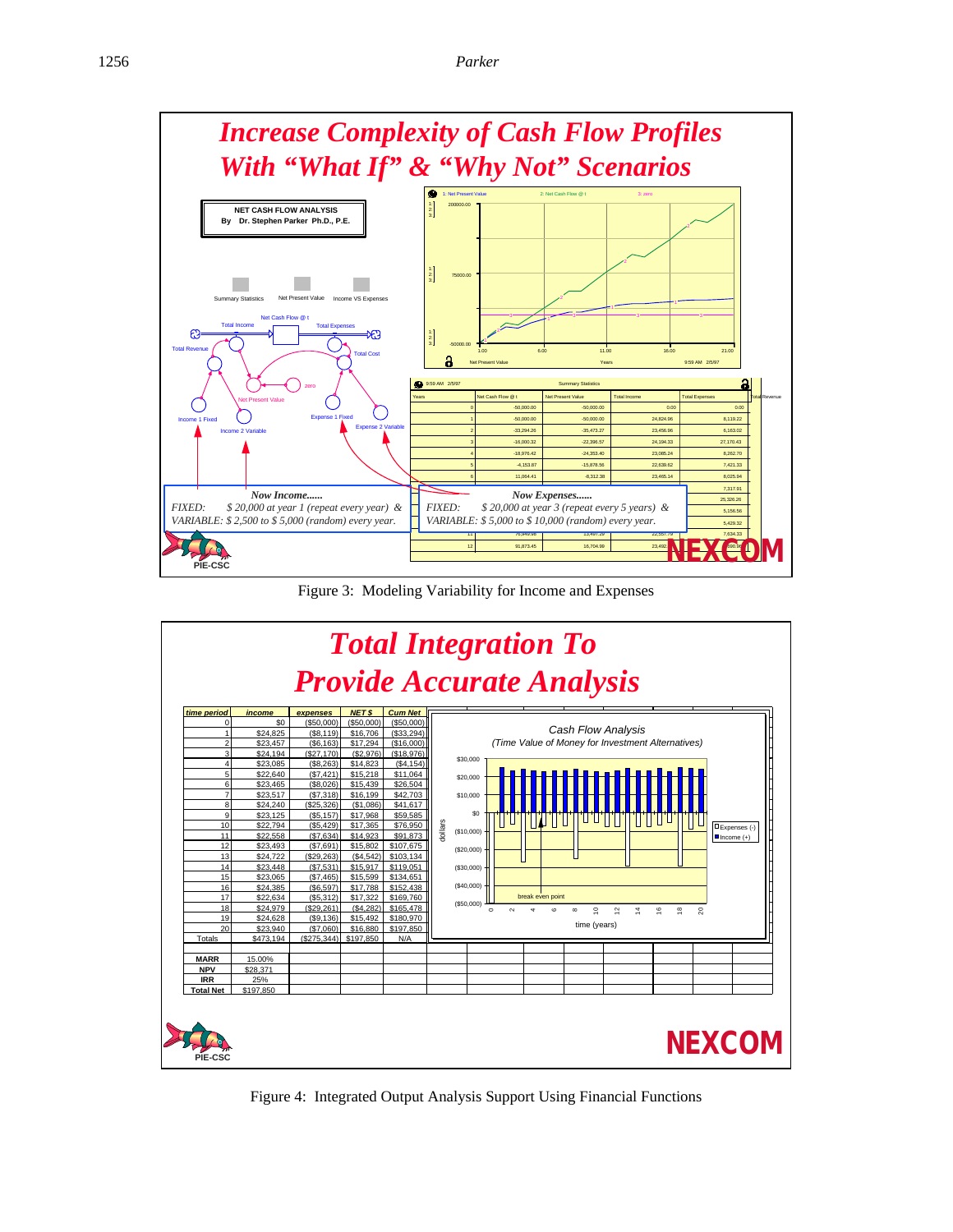Figure 3: Modeling Variability for Income and Expenses

Figure 4: Integrated Output Analysis Support Using Financial Functions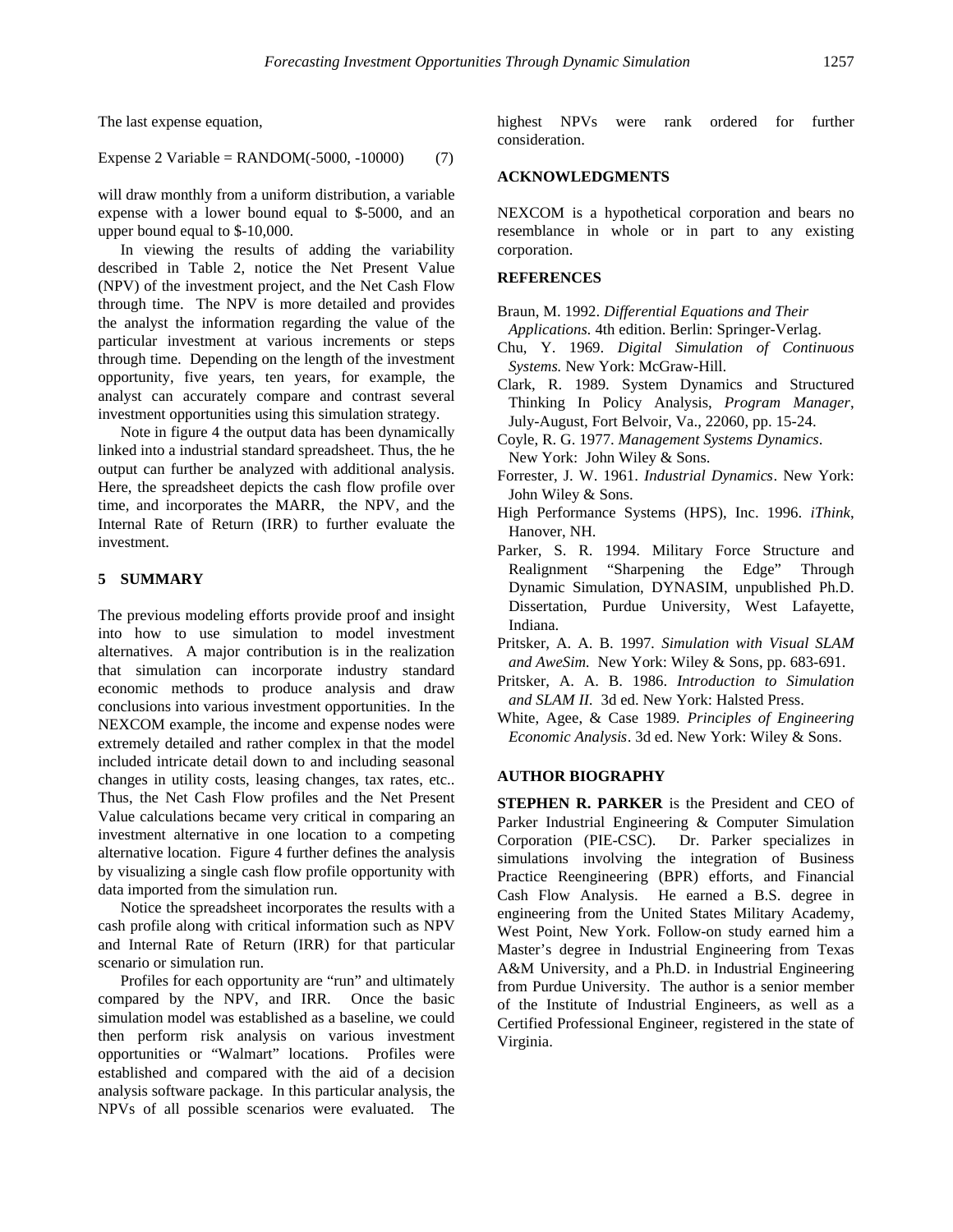The last expense equation,

Expense 2 Variable = RANDOM(-5000, -10000) (7)

will draw monthly from a uniform distribution, a variable expense with a lower bound equal to $-5000, and an upper bound equal to $-10,000.

In viewing the results of adding the variability described in Table 2, notice the Net Present Value (NPV) of the investment project, and the Net Cash Flow through time. The NPV is more detailed and provides the analyst the information regarding the value of the particular investment at various increments or steps through time. Depending on the length of the investment opportunity, five years, ten years, for example, the analyst can accurately compare and contrast several investment opportunities using this simulation strategy.

Note in figure 4 the output data has been dynamically linked into a industrial standard spreadsheet. Thus, the he output can further be analyzed with additional analysis. Here, the spreadsheet depicts the cash flow profile over time, and incorporates the MARR, the NPV, and the Internal Rate of Return (IRR) to further evaluate the investment.

## 5 SUMMARY

The previous modeling efforts provide proof and insight into how to use simulation to model investment alternatives. A major contribution is in the realization that simulation can incorporate industry standard economic methods to produce analysis and draw conclusions into various investment opportunities. In the NEXCOM example, the income and expense nodes were extremely detailed and rather complex in that the model included intricate detail down to and including seasonal changes in utility costs, leasing changes, tax rates, etc.. Thus, the Net Cash Flow profiles and the Net Present Value calculations became very critical in comparing an investment alternative in one location to a competing alternative location. Figure 4 further defines the analysis by visualizing a single cash flow profile opportunity with data imported from the simulation run.

Notice the spreadsheet incorporates the results with a cash profile along with critical information such as NPV and Internal Rate of Return (IRR) for that particular scenario or simulation run.

Profiles for each opportunity are "run" and ultimately compared by the NPV, and IRR. Once the basic simulation model was established as a baseline, we could then perform risk analysis on various investment opportunities or "Walmart" locations. Profiles were established and compared with the aid of a decision analysis software package. In this particular analysis, the NPVs of all possible scenarios were evaluated. The highest NPVs were rank ordered for further consideration.

## ACKNOWLEDGMENTS

NEXCOM is a hypothetical corporation and bears no resemblance in whole or in part to any existing corporation.

## REFERENCES

Braun, M. 1992. *Differential Equations and Their Applications.* 4th edition. Berlin: Springer-Verlag.

Chu, Y. 1969. *Digital Simulation of Continuous Systems.* New York: McGraw-Hill.

Clark, R. 1989. System Dynamics and Structured Thinking In Policy Analysis, *Program Manager*, July-August, Fort Belvoir, Va., 22060, pp. 15-24.

Coyle, R. G. 1977. *Management Systems Dynamics*. New York: John Wiley & Sons.

Forrester, J. W. 1961. *Industrial Dynamics*. New York: John Wiley & Sons.

High Performance Systems (HPS), Inc. 1996. *iThink*, Hanover, NH.

Parker, S. R. 1994. Military Force Structure and Realignment "Sharpening the Edge" Through Dynamic Simulation, DYNASIM, unpublished Ph.D. Dissertation, Purdue University, West Lafayette, Indiana.

Pritsker, A. A. B. 1997. *Simulation with Visual SLAM and AweSim.* New York: Wiley & Sons, pp. 683-691.

Pritsker, A. A. B. 1986. *Introduction to Simulation and SLAM II.* 3d ed. New York: Halsted Press.

White, Agee, & Case 1989. *Principles of Engineering Economic Analysis*. 3d ed. New York: Wiley & Sons.

## AUTHOR BIOGRAPHY

**STEPHEN R. PARKER** is the President and CEO of Parker Industrial Engineering & Computer Simulation Corporation (PIE-CSC). Dr. Parker specializes in simulations involving the integration of Business Practice Reengineering (BPR) efforts, and Financial Cash Flow Analysis. He earned a B.S. degree in engineering from the United States Military Academy, West Point, New York. Follow-on study earned him a Master's degree in Industrial Engineering from Texas A&M University, and a Ph.D. in Industrial Engineering from Purdue University. The author is a senior member of the Institute of Industrial Engineers, as well as a Certified Professional Engineer, registered in the state of Virginia.